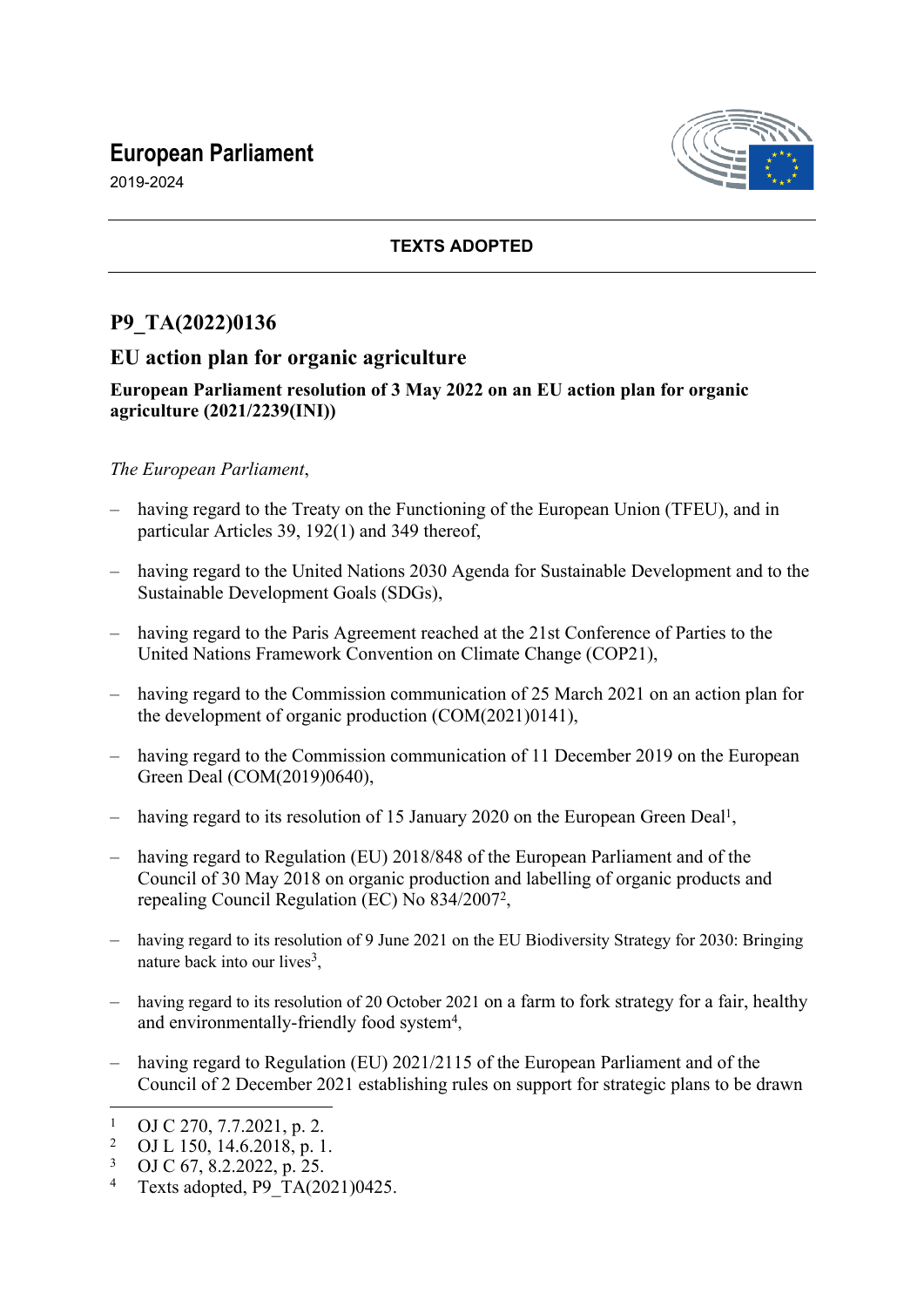# European Parliament

2019-2024

**TEXTS ADOPTED**

## P9_TA(2022)0136

## EU action plan for organic agriculture

**European Parliament resolution of 3 May 2022 on an EU action plan for organic agriculture (2021/2239(INI))**

*The European Parliament*,

- having regard to the Treaty on the Functioning of the European Union (TFEU), and in particular Articles 39, 192(1) and 349 thereof,
- having regard to the United Nations 2030 Agenda for Sustainable Development and to the Sustainable Development Goals (SDGs),
- having regard to the Paris Agreement reached at the 21st Conference of Parties to the United Nations Framework Convention on Climate Change (COP21),
- having regard to the Commission communication of 25 March 2021 on an action plan for the development of organic production (COM(2021)0141),
- having regard to the Commission communication of 11 December 2019 on the European Green Deal (COM(2019)0640),
- having regard to its resolution of 15 January 2020 on the European Green Deal[1],
- having regard to Regulation (EU) 2018/848 of the European Parliament and of the Council of 30 May 2018 on organic production and labelling of organic products and repealing Council Regulation (EC) No 834/2007[2],
- having regard to its resolution of 9 June 2021 on the EU Biodiversity Strategy for 2030: Bringing nature back into our lives[3],
- having regard to its resolution of 20 October 2021 on a farm to fork strategy for a fair, healthy and environmentally-friendly food system[4],
- having regard to Regulation (EU) 2021/2115 of the European Parliament and of the Council of 2 December 2021 establishing rules on support for strategic plans to be drawn

---

[1] OJ C 270, 7.7.2021, p. 2.

[2] OJ L 150, 14.6.2018, p. 1.

[3] OJ C 67, 8.2.2022, p. 25.

[4] Texts adopted, P9_TA(2021)0425.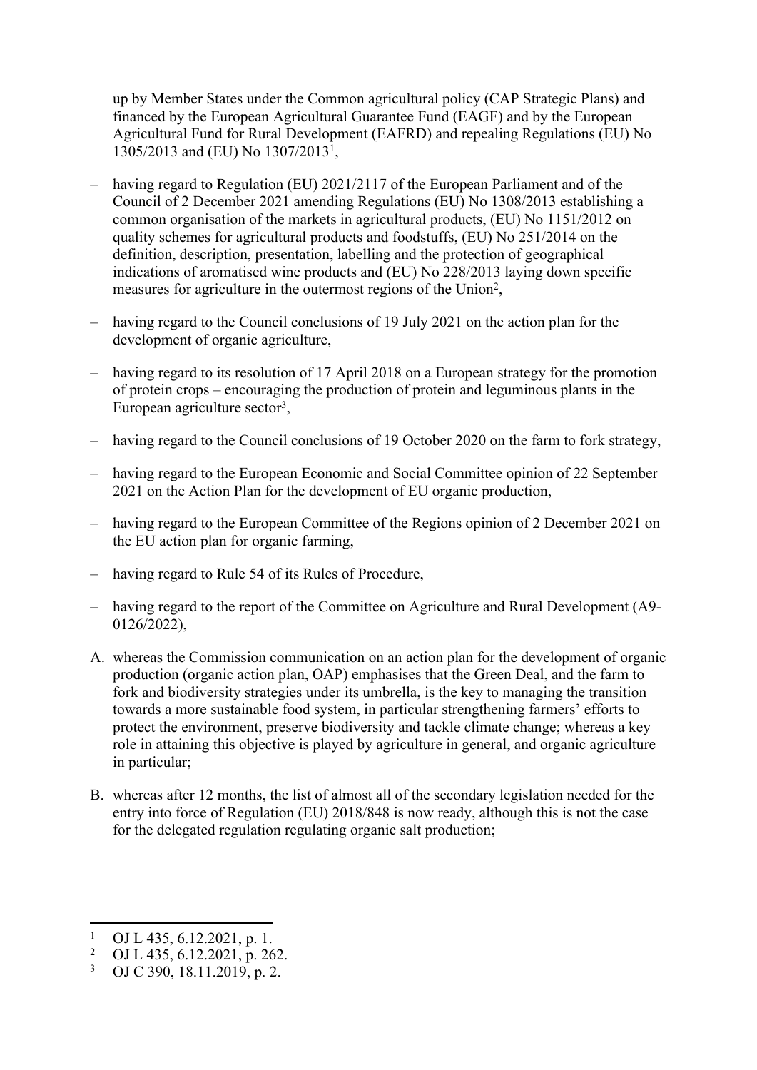up by Member States under the Common agricultural policy (CAP Strategic Plans) and financed by the European Agricultural Guarantee Fund (EAGF) and by the European Agricultural Fund for Rural Development (EAFRD) and repealing Regulations (EU) No 1305/2013 and (EU) No 1307/2013[1],

– having regard to Regulation (EU) 2021/2117 of the European Parliament and of the Council of 2 December 2021 amending Regulations (EU) No 1308/2013 establishing a common organisation of the markets in agricultural products, (EU) No 1151/2012 on quality schemes for agricultural products and foodstuffs, (EU) No 251/2014 on the definition, description, presentation, labelling and the protection of geographical indications of aromatised wine products and (EU) No 228/2013 laying down specific measures for agriculture in the outermost regions of the Union[2],

– having regard to the Council conclusions of 19 July 2021 on the action plan for the development of organic agriculture,

– having regard to its resolution of 17 April 2018 on a European strategy for the promotion of protein crops – encouraging the production of protein and leguminous plants in the European agriculture sector[3],

– having regard to the Council conclusions of 19 October 2020 on the farm to fork strategy,

– having regard to the European Economic and Social Committee opinion of 22 September 2021 on the Action Plan for the development of EU organic production,

– having regard to the European Committee of the Regions opinion of 2 December 2021 on the EU action plan for organic farming,

– having regard to Rule 54 of its Rules of Procedure,

– having regard to the report of the Committee on Agriculture and Rural Development (A9-0126/2022),

A. whereas the Commission communication on an action plan for the development of organic production (organic action plan, OAP) emphasises that the Green Deal, and the farm to fork and biodiversity strategies under its umbrella, is the key to managing the transition towards a more sustainable food system, in particular strengthening farmers' efforts to protect the environment, preserve biodiversity and tackle climate change; whereas a key role in attaining this objective is played by agriculture in general, and organic agriculture in particular;

B. whereas after 12 months, the list of almost all of the secondary legislation needed for the entry into force of Regulation (EU) 2018/848 is now ready, although this is not the case for the delegated regulation regulating organic salt production;

---

[1] OJ L 435, 6.12.2021, p. 1.

[2] OJ L 435, 6.12.2021, p. 262.

[3] OJ C 390, 18.11.2019, p. 2.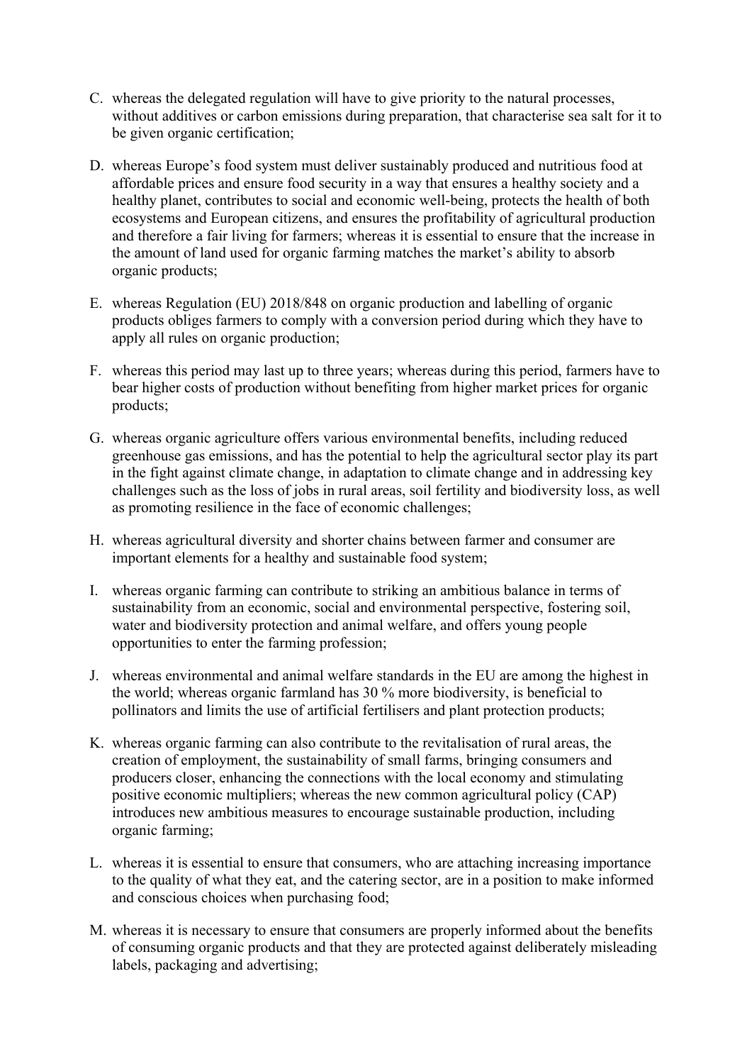C. whereas the delegated regulation will have to give priority to the natural processes, without additives or carbon emissions during preparation, that characterise sea salt for it to be given organic certification;

D. whereas Europe's food system must deliver sustainably produced and nutritious food at affordable prices and ensure food security in a way that ensures a healthy society and a healthy planet, contributes to social and economic well-being, protects the health of both ecosystems and European citizens, and ensures the profitability of agricultural production and therefore a fair living for farmers; whereas it is essential to ensure that the increase in the amount of land used for organic farming matches the market's ability to absorb organic products;

E. whereas Regulation (EU) 2018/848 on organic production and labelling of organic products obliges farmers to comply with a conversion period during which they have to apply all rules on organic production;

F. whereas this period may last up to three years; whereas during this period, farmers have to bear higher costs of production without benefiting from higher market prices for organic products;

G. whereas organic agriculture offers various environmental benefits, including reduced greenhouse gas emissions, and has the potential to help the agricultural sector play its part in the fight against climate change, in adaptation to climate change and in addressing key challenges such as the loss of jobs in rural areas, soil fertility and biodiversity loss, as well as promoting resilience in the face of economic challenges;

H. whereas agricultural diversity and shorter chains between farmer and consumer are important elements for a healthy and sustainable food system;

I. whereas organic farming can contribute to striking an ambitious balance in terms of sustainability from an economic, social and environmental perspective, fostering soil, water and biodiversity protection and animal welfare, and offers young people opportunities to enter the farming profession;

J. whereas environmental and animal welfare standards in the EU are among the highest in the world; whereas organic farmland has 30 % more biodiversity, is beneficial to pollinators and limits the use of artificial fertilisers and plant protection products;

K. whereas organic farming can also contribute to the revitalisation of rural areas, the creation of employment, the sustainability of small farms, bringing consumers and producers closer, enhancing the connections with the local economy and stimulating positive economic multipliers; whereas the new common agricultural policy (CAP) introduces new ambitious measures to encourage sustainable production, including organic farming;

L. whereas it is essential to ensure that consumers, who are attaching increasing importance to the quality of what they eat, and the catering sector, are in a position to make informed and conscious choices when purchasing food;

M. whereas it is necessary to ensure that consumers are properly informed about the benefits of consuming organic products and that they are protected against deliberately misleading labels, packaging and advertising;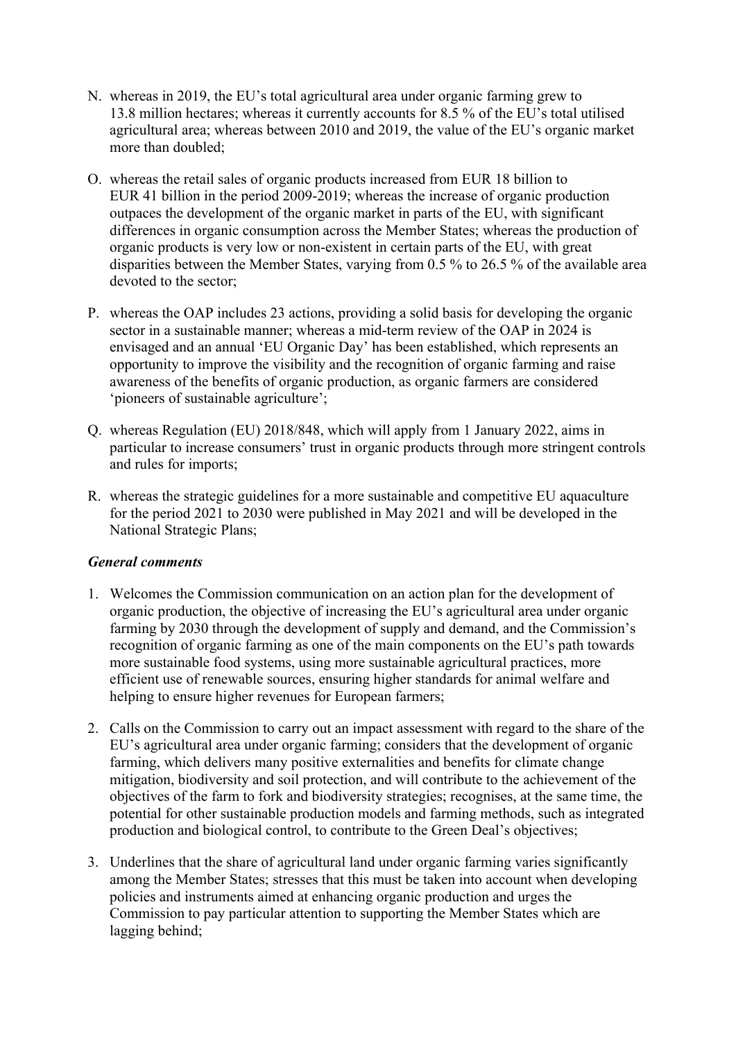N. whereas in 2019, the EU's total agricultural area under organic farming grew to 13.8 million hectares; whereas it currently accounts for 8.5 % of the EU's total utilised agricultural area; whereas between 2010 and 2019, the value of the EU's organic market more than doubled;

O. whereas the retail sales of organic products increased from EUR 18 billion to EUR 41 billion in the period 2009-2019; whereas the increase of organic production outpaces the development of the organic market in parts of the EU, with significant differences in organic consumption across the Member States; whereas the production of organic products is very low or non-existent in certain parts of the EU, with great disparities between the Member States, varying from 0.5 % to 26.5 % of the available area devoted to the sector;

P. whereas the OAP includes 23 actions, providing a solid basis for developing the organic sector in a sustainable manner; whereas a mid-term review of the OAP in 2024 is envisaged and an annual 'EU Organic Day' has been established, which represents an opportunity to improve the visibility and the recognition of organic farming and raise awareness of the benefits of organic production, as organic farmers are considered 'pioneers of sustainable agriculture';

Q. whereas Regulation (EU) 2018/848, which will apply from 1 January 2022, aims in particular to increase consumers' trust in organic products through more stringent controls and rules for imports;

R. whereas the strategic guidelines for a more sustainable and competitive EU aquaculture for the period 2021 to 2030 were published in May 2021 and will be developed in the National Strategic Plans;

***General comments***

1. Welcomes the Commission communication on an action plan for the development of organic production, the objective of increasing the EU's agricultural area under organic farming by 2030 through the development of supply and demand, and the Commission's recognition of organic farming as one of the main components on the EU's path towards more sustainable food systems, using more sustainable agricultural practices, more efficient use of renewable sources, ensuring higher standards for animal welfare and helping to ensure higher revenues for European farmers;

2. Calls on the Commission to carry out an impact assessment with regard to the share of the EU's agricultural area under organic farming; considers that the development of organic farming, which delivers many positive externalities and benefits for climate change mitigation, biodiversity and soil protection, and will contribute to the achievement of the objectives of the farm to fork and biodiversity strategies; recognises, at the same time, the potential for other sustainable production models and farming methods, such as integrated production and biological control, to contribute to the Green Deal's objectives;

3. Underlines that the share of agricultural land under organic farming varies significantly among the Member States; stresses that this must be taken into account when developing policies and instruments aimed at enhancing organic production and urges the Commission to pay particular attention to supporting the Member States which are lagging behind;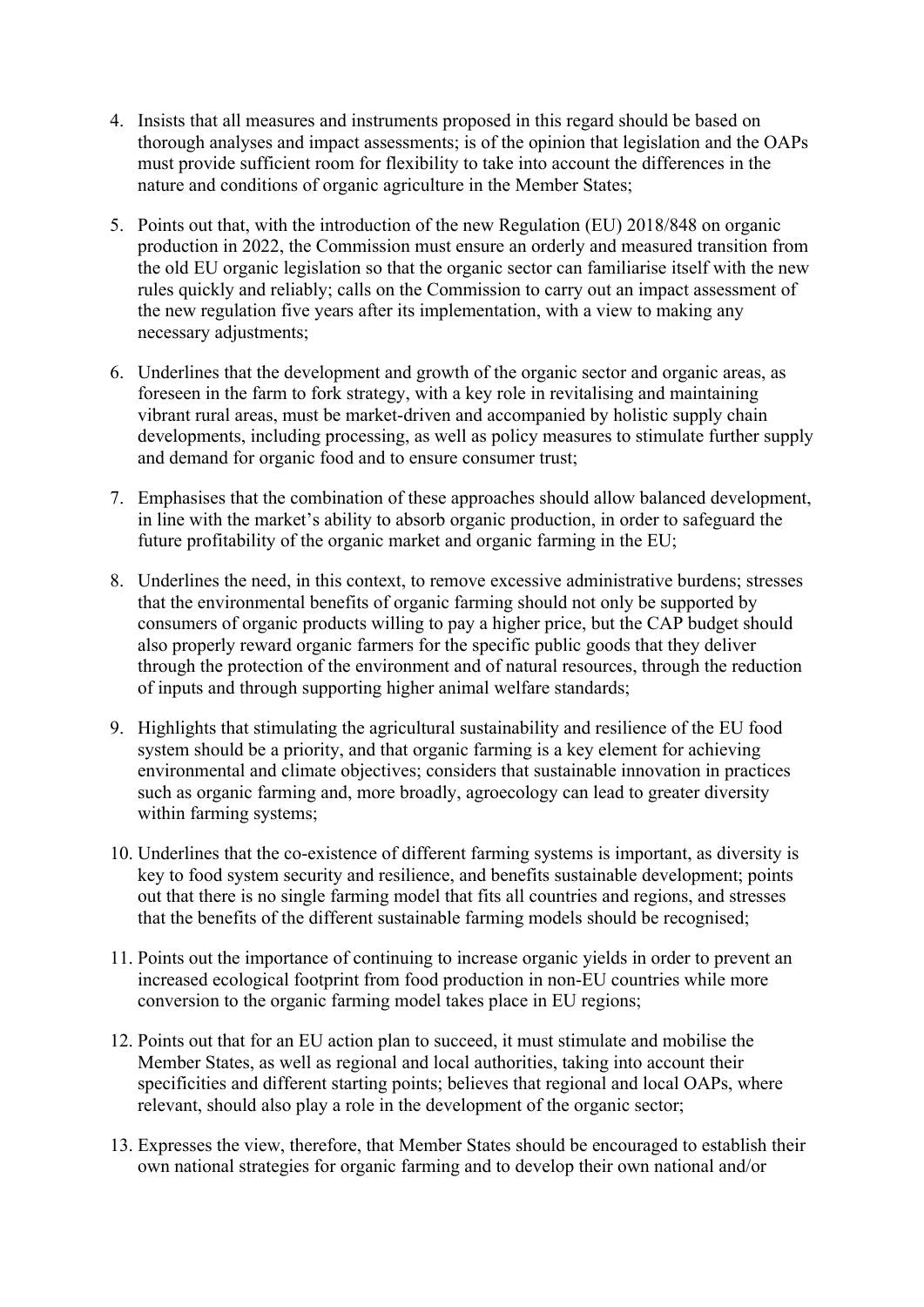4. Insists that all measures and instruments proposed in this regard should be based on thorough analyses and impact assessments; is of the opinion that legislation and the OAPs must provide sufficient room for flexibility to take into account the differences in the nature and conditions of organic agriculture in the Member States;

5. Points out that, with the introduction of the new Regulation (EU) 2018/848 on organic production in 2022, the Commission must ensure an orderly and measured transition from the old EU organic legislation so that the organic sector can familiarise itself with the new rules quickly and reliably; calls on the Commission to carry out an impact assessment of the new regulation five years after its implementation, with a view to making any necessary adjustments;

6. Underlines that the development and growth of the organic sector and organic areas, as foreseen in the farm to fork strategy, with a key role in revitalising and maintaining vibrant rural areas, must be market-driven and accompanied by holistic supply chain developments, including processing, as well as policy measures to stimulate further supply and demand for organic food and to ensure consumer trust;

7. Emphasises that the combination of these approaches should allow balanced development, in line with the market's ability to absorb organic production, in order to safeguard the future profitability of the organic market and organic farming in the EU;

8. Underlines the need, in this context, to remove excessive administrative burdens; stresses that the environmental benefits of organic farming should not only be supported by consumers of organic products willing to pay a higher price, but the CAP budget should also properly reward organic farmers for the specific public goods that they deliver through the protection of the environment and of natural resources, through the reduction of inputs and through supporting higher animal welfare standards;

9. Highlights that stimulating the agricultural sustainability and resilience of the EU food system should be a priority, and that organic farming is a key element for achieving environmental and climate objectives; considers that sustainable innovation in practices such as organic farming and, more broadly, agroecology can lead to greater diversity within farming systems;

10. Underlines that the co-existence of different farming systems is important, as diversity is key to food system security and resilience, and benefits sustainable development; points out that there is no single farming model that fits all countries and regions, and stresses that the benefits of the different sustainable farming models should be recognised;

11. Points out the importance of continuing to increase organic yields in order to prevent an increased ecological footprint from food production in non-EU countries while more conversion to the organic farming model takes place in EU regions;

12. Points out that for an EU action plan to succeed, it must stimulate and mobilise the Member States, as well as regional and local authorities, taking into account their specificities and different starting points; believes that regional and local OAPs, where relevant, should also play a role in the development of the organic sector;

13. Expresses the view, therefore, that Member States should be encouraged to establish their own national strategies for organic farming and to develop their own national and/or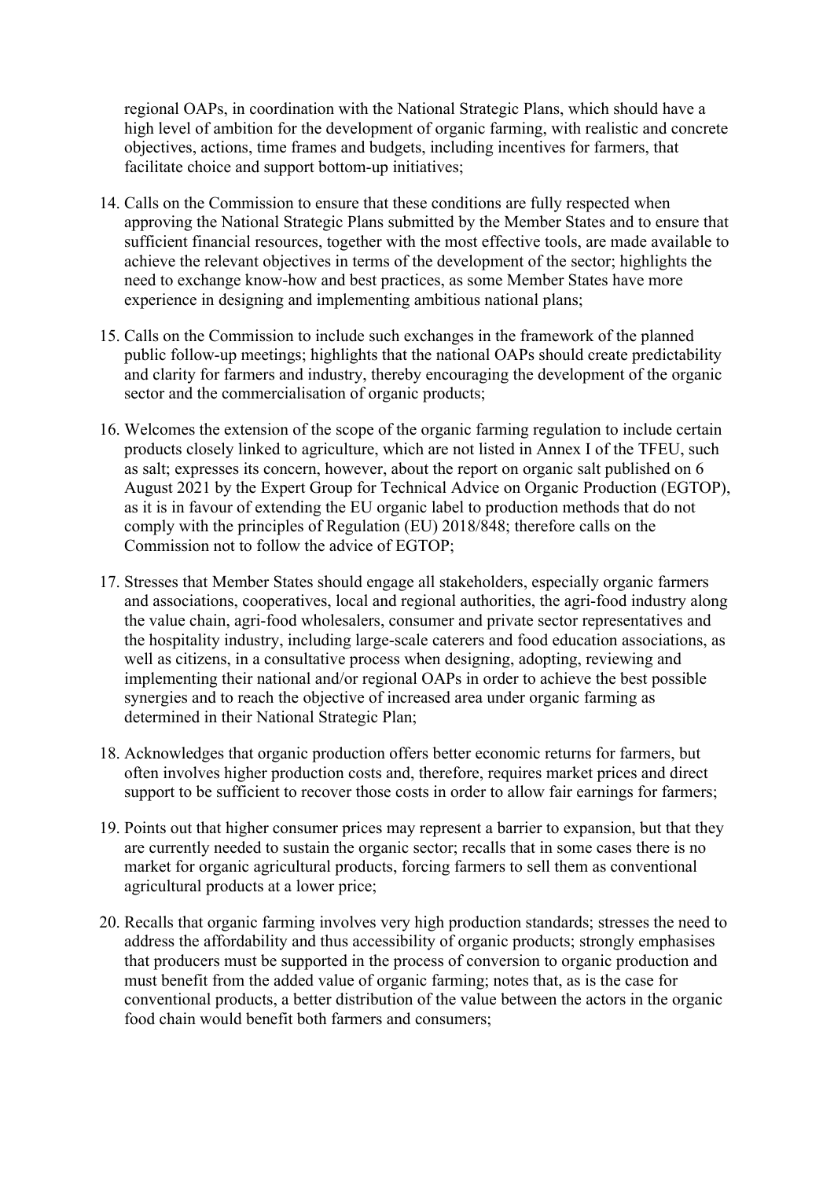regional OAPs, in coordination with the National Strategic Plans, which should have a high level of ambition for the development of organic farming, with realistic and concrete objectives, actions, time frames and budgets, including incentives for farmers, that facilitate choice and support bottom-up initiatives;

14. Calls on the Commission to ensure that these conditions are fully respected when approving the National Strategic Plans submitted by the Member States and to ensure that sufficient financial resources, together with the most effective tools, are made available to achieve the relevant objectives in terms of the development of the sector; highlights the need to exchange know-how and best practices, as some Member States have more experience in designing and implementing ambitious national plans;

15. Calls on the Commission to include such exchanges in the framework of the planned public follow-up meetings; highlights that the national OAPs should create predictability and clarity for farmers and industry, thereby encouraging the development of the organic sector and the commercialisation of organic products;

16. Welcomes the extension of the scope of the organic farming regulation to include certain products closely linked to agriculture, which are not listed in Annex I of the TFEU, such as salt; expresses its concern, however, about the report on organic salt published on 6 August 2021 by the Expert Group for Technical Advice on Organic Production (EGTOP), as it is in favour of extending the EU organic label to production methods that do not comply with the principles of Regulation (EU) 2018/848; therefore calls on the Commission not to follow the advice of EGTOP;

17. Stresses that Member States should engage all stakeholders, especially organic farmers and associations, cooperatives, local and regional authorities, the agri-food industry along the value chain, agri-food wholesalers, consumer and private sector representatives and the hospitality industry, including large-scale caterers and food education associations, as well as citizens, in a consultative process when designing, adopting, reviewing and implementing their national and/or regional OAPs in order to achieve the best possible synergies and to reach the objective of increased area under organic farming as determined in their National Strategic Plan;

18. Acknowledges that organic production offers better economic returns for farmers, but often involves higher production costs and, therefore, requires market prices and direct support to be sufficient to recover those costs in order to allow fair earnings for farmers;

19. Points out that higher consumer prices may represent a barrier to expansion, but that they are currently needed to sustain the organic sector; recalls that in some cases there is no market for organic agricultural products, forcing farmers to sell them as conventional agricultural products at a lower price;

20. Recalls that organic farming involves very high production standards; stresses the need to address the affordability and thus accessibility of organic products; strongly emphasises that producers must be supported in the process of conversion to organic production and must benefit from the added value of organic farming; notes that, as is the case for conventional products, a better distribution of the value between the actors in the organic food chain would benefit both farmers and consumers;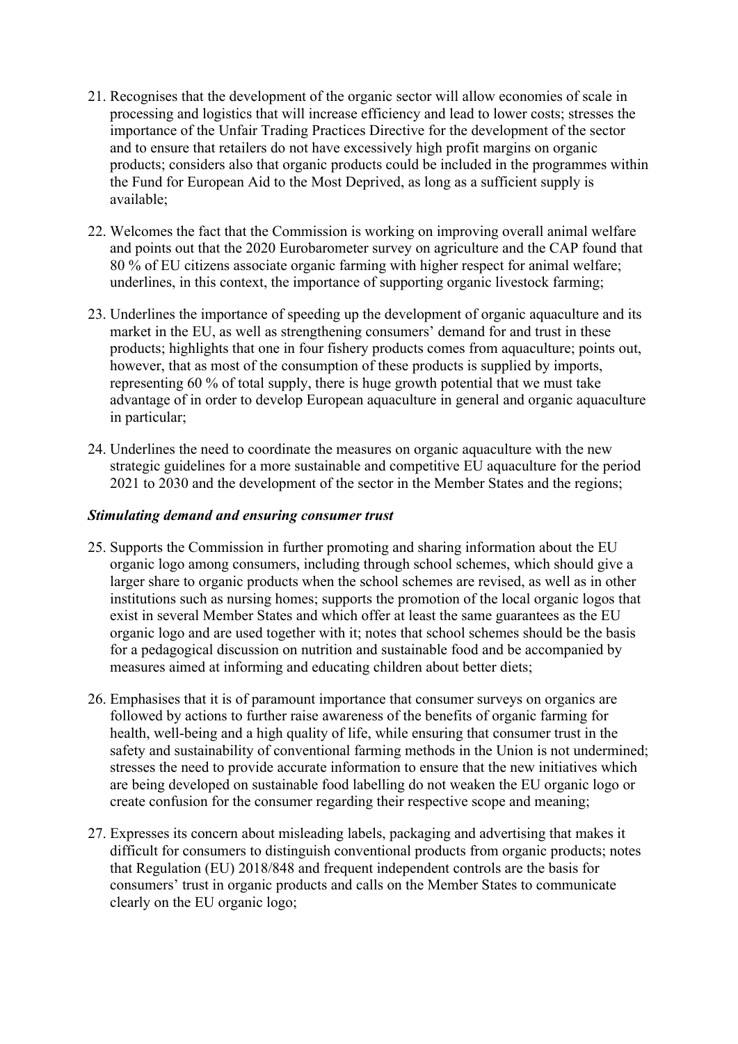21. Recognises that the development of the organic sector will allow economies of scale in processing and logistics that will increase efficiency and lead to lower costs; stresses the importance of the Unfair Trading Practices Directive for the development of the sector and to ensure that retailers do not have excessively high profit margins on organic products; considers also that organic products could be included in the programmes within the Fund for European Aid to the Most Deprived, as long as a sufficient supply is available;

22. Welcomes the fact that the Commission is working on improving overall animal welfare and points out that the 2020 Eurobarometer survey on agriculture and the CAP found that 80 % of EU citizens associate organic farming with higher respect for animal welfare; underlines, in this context, the importance of supporting organic livestock farming;

23. Underlines the importance of speeding up the development of organic aquaculture and its market in the EU, as well as strengthening consumers' demand for and trust in these products; highlights that one in four fishery products comes from aquaculture; points out, however, that as most of the consumption of these products is supplied by imports, representing 60 % of total supply, there is huge growth potential that we must take advantage of in order to develop European aquaculture in general and organic aquaculture in particular;

24. Underlines the need to coordinate the measures on organic aquaculture with the new strategic guidelines for a more sustainable and competitive EU aquaculture for the period 2021 to 2030 and the development of the sector in the Member States and the regions;

***Stimulating demand and ensuring consumer trust***

25. Supports the Commission in further promoting and sharing information about the EU organic logo among consumers, including through school schemes, which should give a larger share to organic products when the school schemes are revised, as well as in other institutions such as nursing homes; supports the promotion of the local organic logos that exist in several Member States and which offer at least the same guarantees as the EU organic logo and are used together with it; notes that school schemes should be the basis for a pedagogical discussion on nutrition and sustainable food and be accompanied by measures aimed at informing and educating children about better diets;

26. Emphasises that it is of paramount importance that consumer surveys on organics are followed by actions to further raise awareness of the benefits of organic farming for health, well-being and a high quality of life, while ensuring that consumer trust in the safety and sustainability of conventional farming methods in the Union is not undermined; stresses the need to provide accurate information to ensure that the new initiatives which are being developed on sustainable food labelling do not weaken the EU organic logo or create confusion for the consumer regarding their respective scope and meaning;

27. Expresses its concern about misleading labels, packaging and advertising that makes it difficult for consumers to distinguish conventional products from organic products; notes that Regulation (EU) 2018/848 and frequent independent controls are the basis for consumers' trust in organic products and calls on the Member States to communicate clearly on the EU organic logo;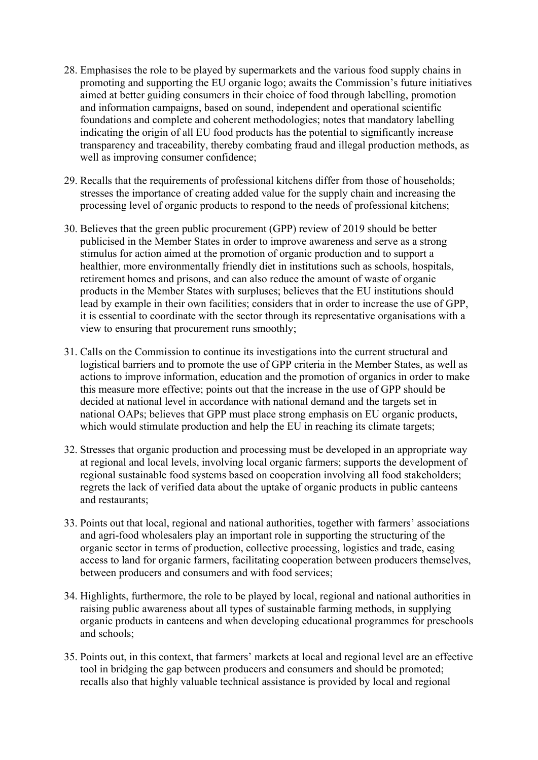28. Emphasises the role to be played by supermarkets and the various food supply chains in promoting and supporting the EU organic logo; awaits the Commission's future initiatives aimed at better guiding consumers in their choice of food through labelling, promotion and information campaigns, based on sound, independent and operational scientific foundations and complete and coherent methodologies; notes that mandatory labelling indicating the origin of all EU food products has the potential to significantly increase transparency and traceability, thereby combating fraud and illegal production methods, as well as improving consumer confidence;

29. Recalls that the requirements of professional kitchens differ from those of households; stresses the importance of creating added value for the supply chain and increasing the processing level of organic products to respond to the needs of professional kitchens;

30. Believes that the green public procurement (GPP) review of 2019 should be better publicised in the Member States in order to improve awareness and serve as a strong stimulus for action aimed at the promotion of organic production and to support a healthier, more environmentally friendly diet in institutions such as schools, hospitals, retirement homes and prisons, and can also reduce the amount of waste of organic products in the Member States with surpluses; believes that the EU institutions should lead by example in their own facilities; considers that in order to increase the use of GPP, it is essential to coordinate with the sector through its representative organisations with a view to ensuring that procurement runs smoothly;

31. Calls on the Commission to continue its investigations into the current structural and logistical barriers and to promote the use of GPP criteria in the Member States, as well as actions to improve information, education and the promotion of organics in order to make this measure more effective; points out that the increase in the use of GPP should be decided at national level in accordance with national demand and the targets set in national OAPs; believes that GPP must place strong emphasis on EU organic products, which would stimulate production and help the EU in reaching its climate targets;

32. Stresses that organic production and processing must be developed in an appropriate way at regional and local levels, involving local organic farmers; supports the development of regional sustainable food systems based on cooperation involving all food stakeholders; regrets the lack of verified data about the uptake of organic products in public canteens and restaurants;

33. Points out that local, regional and national authorities, together with farmers' associations and agri-food wholesalers play an important role in supporting the structuring of the organic sector in terms of production, collective processing, logistics and trade, easing access to land for organic farmers, facilitating cooperation between producers themselves, between producers and consumers and with food services;

34. Highlights, furthermore, the role to be played by local, regional and national authorities in raising public awareness about all types of sustainable farming methods, in supplying organic products in canteens and when developing educational programmes for preschools and schools;

35. Points out, in this context, that farmers' markets at local and regional level are an effective tool in bridging the gap between producers and consumers and should be promoted; recalls also that highly valuable technical assistance is provided by local and regional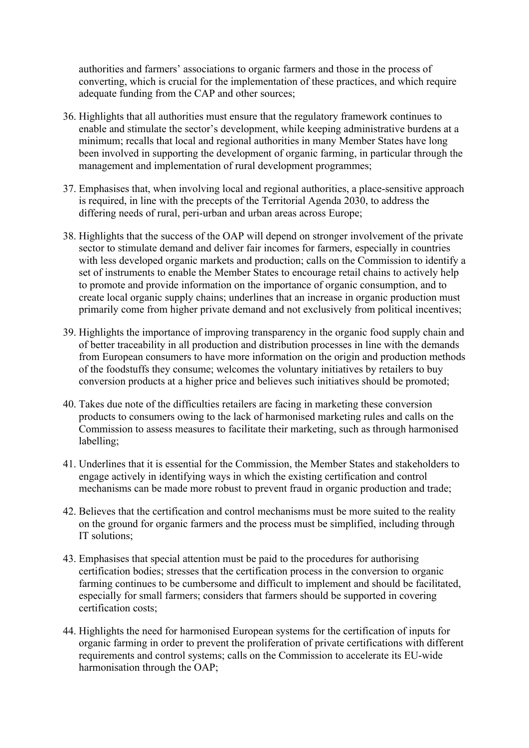authorities and farmers' associations to organic farmers and those in the process of converting, which is crucial for the implementation of these practices, and which require adequate funding from the CAP and other sources;

36. Highlights that all authorities must ensure that the regulatory framework continues to enable and stimulate the sector's development, while keeping administrative burdens at a minimum; recalls that local and regional authorities in many Member States have long been involved in supporting the development of organic farming, in particular through the management and implementation of rural development programmes;

37. Emphasises that, when involving local and regional authorities, a place-sensitive approach is required, in line with the precepts of the Territorial Agenda 2030, to address the differing needs of rural, peri-urban and urban areas across Europe;

38. Highlights that the success of the OAP will depend on stronger involvement of the private sector to stimulate demand and deliver fair incomes for farmers, especially in countries with less developed organic markets and production; calls on the Commission to identify a set of instruments to enable the Member States to encourage retail chains to actively help to promote and provide information on the importance of organic consumption, and to create local organic supply chains; underlines that an increase in organic production must primarily come from higher private demand and not exclusively from political incentives;

39. Highlights the importance of improving transparency in the organic food supply chain and of better traceability in all production and distribution processes in line with the demands from European consumers to have more information on the origin and production methods of the foodstuffs they consume; welcomes the voluntary initiatives by retailers to buy conversion products at a higher price and believes such initiatives should be promoted;

40. Takes due note of the difficulties retailers are facing in marketing these conversion products to consumers owing to the lack of harmonised marketing rules and calls on the Commission to assess measures to facilitate their marketing, such as through harmonised labelling;

41. Underlines that it is essential for the Commission, the Member States and stakeholders to engage actively in identifying ways in which the existing certification and control mechanisms can be made more robust to prevent fraud in organic production and trade;

42. Believes that the certification and control mechanisms must be more suited to the reality on the ground for organic farmers and the process must be simplified, including through IT solutions;

43. Emphasises that special attention must be paid to the procedures for authorising certification bodies; stresses that the certification process in the conversion to organic farming continues to be cumbersome and difficult to implement and should be facilitated, especially for small farmers; considers that farmers should be supported in covering certification costs;

44. Highlights the need for harmonised European systems for the certification of inputs for organic farming in order to prevent the proliferation of private certifications with different requirements and control systems; calls on the Commission to accelerate its EU-wide harmonisation through the OAP;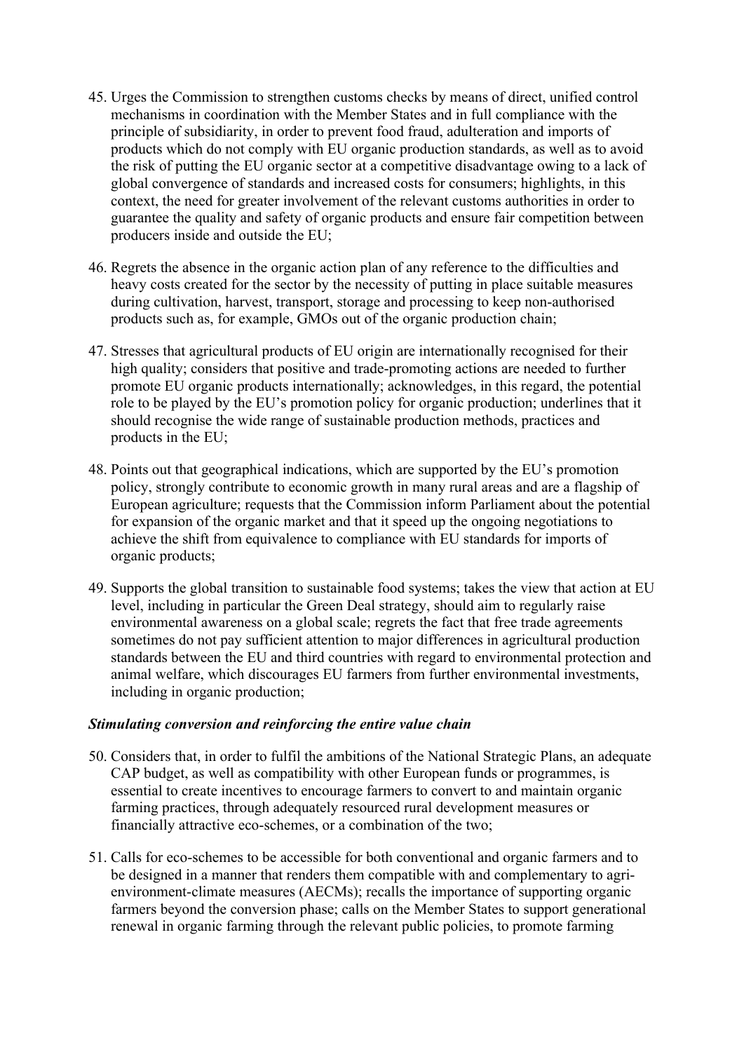45. Urges the Commission to strengthen customs checks by means of direct, unified control mechanisms in coordination with the Member States and in full compliance with the principle of subsidiarity, in order to prevent food fraud, adulteration and imports of products which do not comply with EU organic production standards, as well as to avoid the risk of putting the EU organic sector at a competitive disadvantage owing to a lack of global convergence of standards and increased costs for consumers; highlights, in this context, the need for greater involvement of the relevant customs authorities in order to guarantee the quality and safety of organic products and ensure fair competition between producers inside and outside the EU;

46. Regrets the absence in the organic action plan of any reference to the difficulties and heavy costs created for the sector by the necessity of putting in place suitable measures during cultivation, harvest, transport, storage and processing to keep non-authorised products such as, for example, GMOs out of the organic production chain;

47. Stresses that agricultural products of EU origin are internationally recognised for their high quality; considers that positive and trade-promoting actions are needed to further promote EU organic products internationally; acknowledges, in this regard, the potential role to be played by the EU's promotion policy for organic production; underlines that it should recognise the wide range of sustainable production methods, practices and products in the EU;

48. Points out that geographical indications, which are supported by the EU's promotion policy, strongly contribute to economic growth in many rural areas and are a flagship of European agriculture; requests that the Commission inform Parliament about the potential for expansion of the organic market and that it speed up the ongoing negotiations to achieve the shift from equivalence to compliance with EU standards for imports of organic products;

49. Supports the global transition to sustainable food systems; takes the view that action at EU level, including in particular the Green Deal strategy, should aim to regularly raise environmental awareness on a global scale; regrets the fact that free trade agreements sometimes do not pay sufficient attention to major differences in agricultural production standards between the EU and third countries with regard to environmental protection and animal welfare, which discourages EU farmers from further environmental investments, including in organic production;

***Stimulating conversion and reinforcing the entire value chain***

50. Considers that, in order to fulfil the ambitions of the National Strategic Plans, an adequate CAP budget, as well as compatibility with other European funds or programmes, is essential to create incentives to encourage farmers to convert to and maintain organic farming practices, through adequately resourced rural development measures or financially attractive eco-schemes, or a combination of the two;

51. Calls for eco-schemes to be accessible for both conventional and organic farmers and to be designed in a manner that renders them compatible with and complementary to agri-environment-climate measures (AECMs); recalls the importance of supporting organic farmers beyond the conversion phase; calls on the Member States to support generational renewal in organic farming through the relevant public policies, to promote farming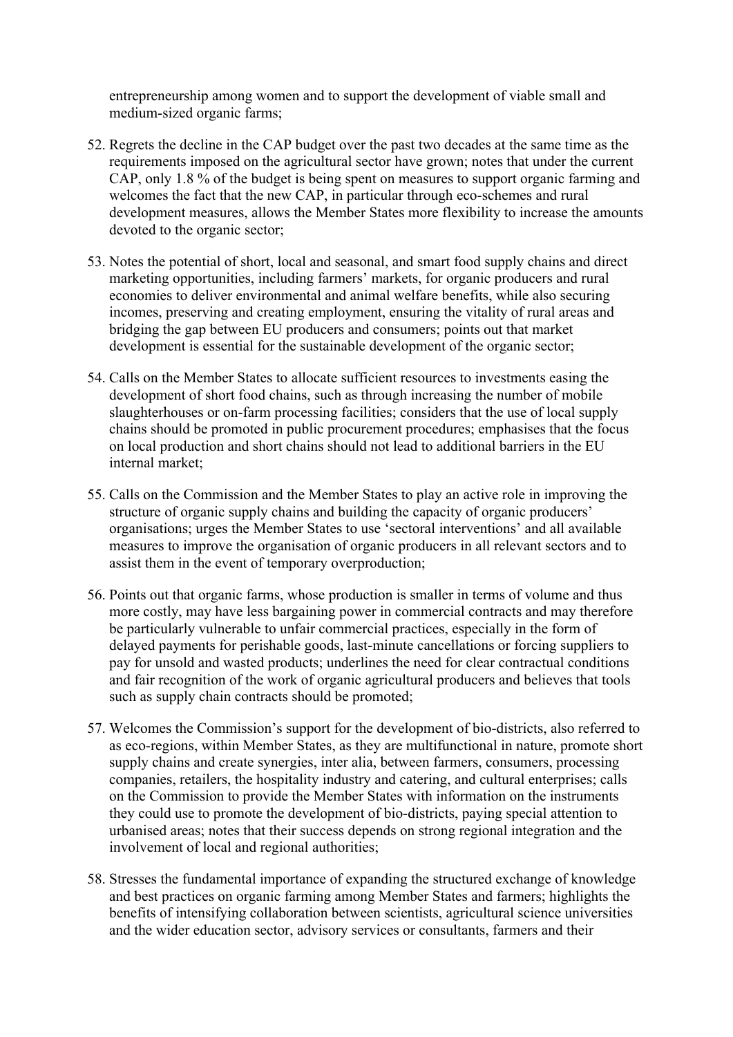entrepreneurship among women and to support the development of viable small and medium-sized organic farms;

52. Regrets the decline in the CAP budget over the past two decades at the same time as the requirements imposed on the agricultural sector have grown; notes that under the current CAP, only 1.8 % of the budget is being spent on measures to support organic farming and welcomes the fact that the new CAP, in particular through eco-schemes and rural development measures, allows the Member States more flexibility to increase the amounts devoted to the organic sector;

53. Notes the potential of short, local and seasonal, and smart food supply chains and direct marketing opportunities, including farmers' markets, for organic producers and rural economies to deliver environmental and animal welfare benefits, while also securing incomes, preserving and creating employment, ensuring the vitality of rural areas and bridging the gap between EU producers and consumers; points out that market development is essential for the sustainable development of the organic sector;

54. Calls on the Member States to allocate sufficient resources to investments easing the development of short food chains, such as through increasing the number of mobile slaughterhouses or on-farm processing facilities; considers that the use of local supply chains should be promoted in public procurement procedures; emphasises that the focus on local production and short chains should not lead to additional barriers in the EU internal market;

55. Calls on the Commission and the Member States to play an active role in improving the structure of organic supply chains and building the capacity of organic producers' organisations; urges the Member States to use 'sectoral interventions' and all available measures to improve the organisation of organic producers in all relevant sectors and to assist them in the event of temporary overproduction;

56. Points out that organic farms, whose production is smaller in terms of volume and thus more costly, may have less bargaining power in commercial contracts and may therefore be particularly vulnerable to unfair commercial practices, especially in the form of delayed payments for perishable goods, last-minute cancellations or forcing suppliers to pay for unsold and wasted products; underlines the need for clear contractual conditions and fair recognition of the work of organic agricultural producers and believes that tools such as supply chain contracts should be promoted;

57. Welcomes the Commission's support for the development of bio-districts, also referred to as eco-regions, within Member States, as they are multifunctional in nature, promote short supply chains and create synergies, inter alia, between farmers, consumers, processing companies, retailers, the hospitality industry and catering, and cultural enterprises; calls on the Commission to provide the Member States with information on the instruments they could use to promote the development of bio-districts, paying special attention to urbanised areas; notes that their success depends on strong regional integration and the involvement of local and regional authorities;

58. Stresses the fundamental importance of expanding the structured exchange of knowledge and best practices on organic farming among Member States and farmers; highlights the benefits of intensifying collaboration between scientists, agricultural science universities and the wider education sector, advisory services or consultants, farmers and their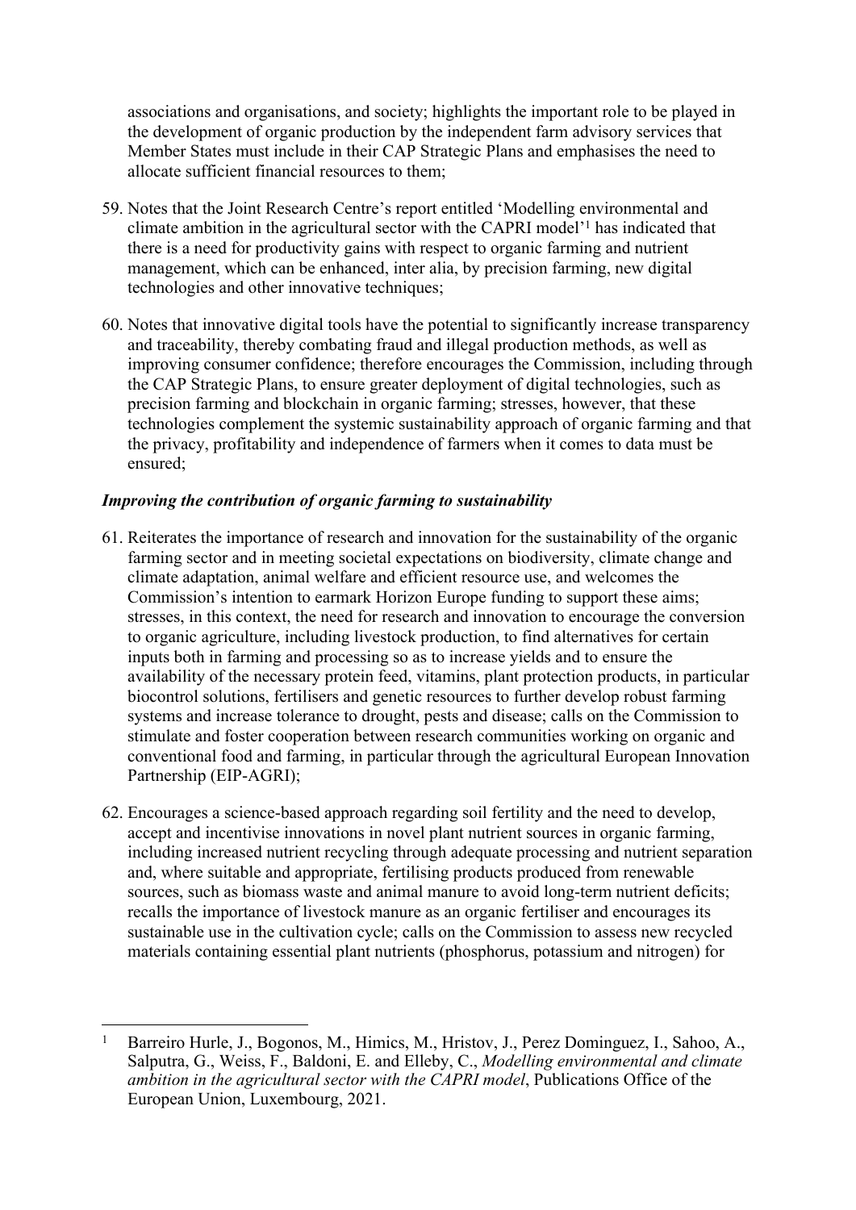associations and organisations, and society; highlights the important role to be played in the development of organic production by the independent farm advisory services that Member States must include in their CAP Strategic Plans and emphasises the need to allocate sufficient financial resources to them;

59. Notes that the Joint Research Centre's report entitled 'Modelling environmental and climate ambition in the agricultural sector with the CAPRI model'[1] has indicated that there is a need for productivity gains with respect to organic farming and nutrient management, which can be enhanced, inter alia, by precision farming, new digital technologies and other innovative techniques;

60. Notes that innovative digital tools have the potential to significantly increase transparency and traceability, thereby combating fraud and illegal production methods, as well as improving consumer confidence; therefore encourages the Commission, including through the CAP Strategic Plans, to ensure greater deployment of digital technologies, such as precision farming and blockchain in organic farming; stresses, however, that these technologies complement the systemic sustainability approach of organic farming and that the privacy, profitability and independence of farmers when it comes to data must be ensured;

***Improving the contribution of organic farming to sustainability***

61. Reiterates the importance of research and innovation for the sustainability of the organic farming sector and in meeting societal expectations on biodiversity, climate change and climate adaptation, animal welfare and efficient resource use, and welcomes the Commission's intention to earmark Horizon Europe funding to support these aims; stresses, in this context, the need for research and innovation to encourage the conversion to organic agriculture, including livestock production, to find alternatives for certain inputs both in farming and processing so as to increase yields and to ensure the availability of the necessary protein feed, vitamins, plant protection products, in particular biocontrol solutions, fertilisers and genetic resources to further develop robust farming systems and increase tolerance to drought, pests and disease; calls on the Commission to stimulate and foster cooperation between research communities working on organic and conventional food and farming, in particular through the agricultural European Innovation Partnership (EIP-AGRI);

62. Encourages a science-based approach regarding soil fertility and the need to develop, accept and incentivise innovations in novel plant nutrient sources in organic farming, including increased nutrient recycling through adequate processing and nutrient separation and, where suitable and appropriate, fertilising products produced from renewable sources, such as biomass waste and animal manure to avoid long-term nutrient deficits; recalls the importance of livestock manure as an organic fertiliser and encourages its sustainable use in the cultivation cycle; calls on the Commission to assess new recycled materials containing essential plant nutrients (phosphorus, potassium and nitrogen) for

---

[1] Barreiro Hurle, J., Bogonos, M., Himics, M., Hristov, J., Perez Dominguez, I., Sahoo, A., Salputra, G., Weiss, F., Baldoni, E. and Elleby, C., *Modelling environmental and climate ambition in the agricultural sector with the CAPRI model*, Publications Office of the European Union, Luxembourg, 2021.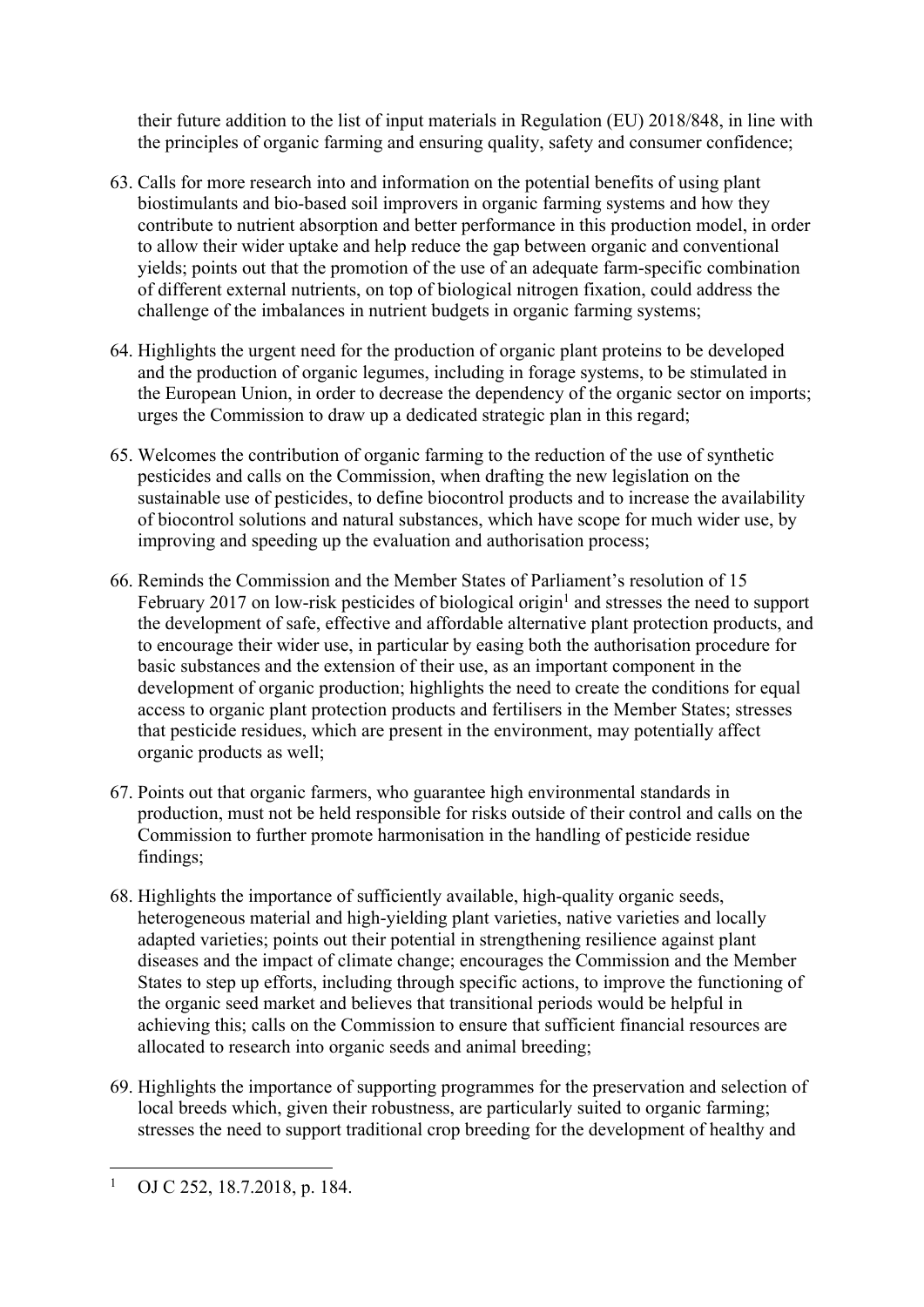their future addition to the list of input materials in Regulation (EU) 2018/848, in line with the principles of organic farming and ensuring quality, safety and consumer confidence;

63. Calls for more research into and information on the potential benefits of using plant biostimulants and bio-based soil improvers in organic farming systems and how they contribute to nutrient absorption and better performance in this production model, in order to allow their wider uptake and help reduce the gap between organic and conventional yields; points out that the promotion of the use of an adequate farm-specific combination of different external nutrients, on top of biological nitrogen fixation, could address the challenge of the imbalances in nutrient budgets in organic farming systems;

64. Highlights the urgent need for the production of organic plant proteins to be developed and the production of organic legumes, including in forage systems, to be stimulated in the European Union, in order to decrease the dependency of the organic sector on imports; urges the Commission to draw up a dedicated strategic plan in this regard;

65. Welcomes the contribution of organic farming to the reduction of the use of synthetic pesticides and calls on the Commission, when drafting the new legislation on the sustainable use of pesticides, to define biocontrol products and to increase the availability of biocontrol solutions and natural substances, which have scope for much wider use, by improving and speeding up the evaluation and authorisation process;

66. Reminds the Commission and the Member States of Parliament's resolution of 15 February 2017 on low-risk pesticides of biological origin[1] and stresses the need to support the development of safe, effective and affordable alternative plant protection products, and to encourage their wider use, in particular by easing both the authorisation procedure for basic substances and the extension of their use, as an important component in the development of organic production; highlights the need to create the conditions for equal access to organic plant protection products and fertilisers in the Member States; stresses that pesticide residues, which are present in the environment, may potentially affect organic products as well;

67. Points out that organic farmers, who guarantee high environmental standards in production, must not be held responsible for risks outside of their control and calls on the Commission to further promote harmonisation in the handling of pesticide residue findings;

68. Highlights the importance of sufficiently available, high-quality organic seeds, heterogeneous material and high-yielding plant varieties, native varieties and locally adapted varieties; points out their potential in strengthening resilience against plant diseases and the impact of climate change; encourages the Commission and the Member States to step up efforts, including through specific actions, to improve the functioning of the organic seed market and believes that transitional periods would be helpful in achieving this; calls on the Commission to ensure that sufficient financial resources are allocated to research into organic seeds and animal breeding;

69. Highlights the importance of supporting programmes for the preservation and selection of local breeds which, given their robustness, are particularly suited to organic farming; stresses the need to support traditional crop breeding for the development of healthy and

[1] OJ C 252, 18.7.2018, p. 184.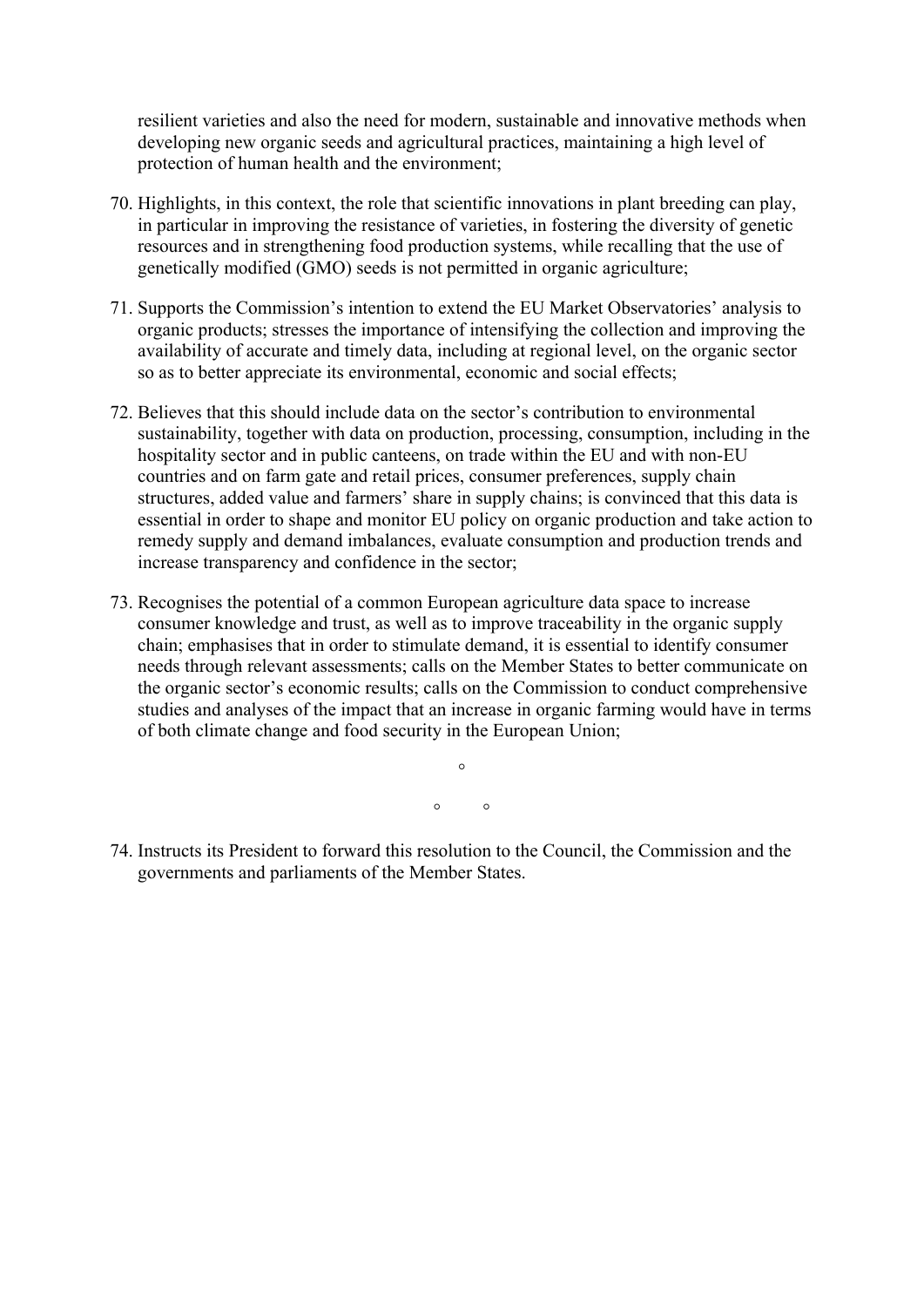resilient varieties and also the need for modern, sustainable and innovative methods when developing new organic seeds and agricultural practices, maintaining a high level of protection of human health and the environment;

70. Highlights, in this context, the role that scientific innovations in plant breeding can play, in particular in improving the resistance of varieties, in fostering the diversity of genetic resources and in strengthening food production systems, while recalling that the use of genetically modified (GMO) seeds is not permitted in organic agriculture;

71. Supports the Commission's intention to extend the EU Market Observatories' analysis to organic products; stresses the importance of intensifying the collection and improving the availability of accurate and timely data, including at regional level, on the organic sector so as to better appreciate its environmental, economic and social effects;

72. Believes that this should include data on the sector's contribution to environmental sustainability, together with data on production, processing, consumption, including in the hospitality sector and in public canteens, on trade within the EU and with non-EU countries and on farm gate and retail prices, consumer preferences, supply chain structures, added value and farmers' share in supply chains; is convinced that this data is essential in order to shape and monitor EU policy on organic production and take action to remedy supply and demand imbalances, evaluate consumption and production trends and increase transparency and confidence in the sector;

73. Recognises the potential of a common European agriculture data space to increase consumer knowledge and trust, as well as to improve traceability in the organic supply chain; emphasises that in order to stimulate demand, it is essential to identify consumer needs through relevant assessments; calls on the Member States to better communicate on the organic sector's economic results; calls on the Commission to conduct comprehensive studies and analyses of the impact that an increase in organic farming would have in terms of both climate change and food security in the European Union;

°

° °

74. Instructs its President to forward this resolution to the Council, the Commission and the governments and parliaments of the Member States.